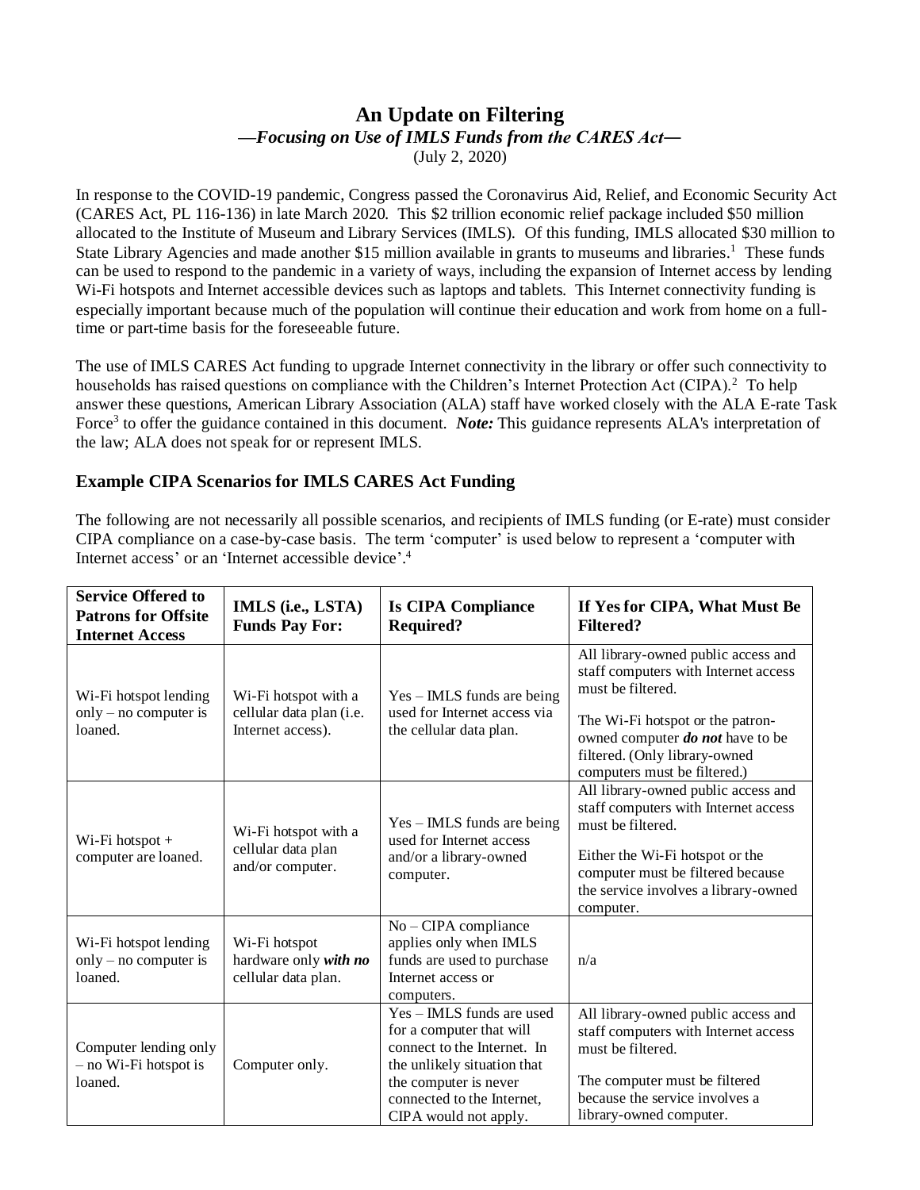# An Update on Filtering

***—Focusing on Use of IMLS Funds from the CARES Act—***

(July 2, 2020)

In response to the COVID-19 pandemic, Congress passed the Coronavirus Aid, Relief, and Economic Security Act (CARES Act, PL 116-136) in late March 2020. This $2 trillion economic relief package included $50 million allocated to the Institute of Museum and Library Services (IMLS). Of this funding, IMLS allocated $30 million to State Library Agencies and made another $15 million available in grants to museums and libraries.[1] These funds can be used to respond to the pandemic in a variety of ways, including the expansion of Internet access by lending Wi-Fi hotspots and Internet accessible devices such as laptops and tablets. This Internet connectivity funding is especially important because much of the population will continue their education and work from home on a full-time or part-time basis for the foreseeable future.

The use of IMLS CARES Act funding to upgrade Internet connectivity in the library or offer such connectivity to households has raised questions on compliance with the Children's Internet Protection Act (CIPA).[2] To help answer these questions, American Library Association (ALA) staff have worked closely with the ALA E-rate Task Force[3] to offer the guidance contained in this document. ***Note:*** This guidance represents ALA's interpretation of the law; ALA does not speak for or represent IMLS.

## Example CIPA Scenarios for IMLS CARES Act Funding

The following are not necessarily all possible scenarios, and recipients of IMLS funding (or E-rate) must consider CIPA compliance on a case-by-case basis. The term 'computer' is used below to represent a 'computer with Internet access' or an 'Internet accessible device'.[4]

| Service Offered to Patrons for Offsite Internet Access | IMLS (i.e., LSTA) Funds Pay For: | Is CIPA Compliance Required? | If Yes for CIPA, What Must Be Filtered? |
|---|---|---|---|
| Wi-Fi hotspot lending only – no computer is loaned. | Wi-Fi hotspot with a cellular data plan (i.e. Internet access). | Yes – IMLS funds are being used for Internet access via the cellular data plan. | All library-owned public access and staff computers with Internet access must be filtered.<br><br>The Wi-Fi hotspot or the patron-owned computer ***do not*** have to be filtered. (Only library-owned computers must be filtered.) |
| Wi-Fi hotspot + computer are loaned. | Wi-Fi hotspot with a cellular data plan and/or computer. | Yes – IMLS funds are being used for Internet access and/or a library-owned computer. | All library-owned public access and staff computers with Internet access must be filtered.<br><br>Either the Wi-Fi hotspot or the computer must be filtered because the service involves a library-owned computer. |
| Wi-Fi hotspot lending only – no computer is loaned. | Wi-Fi hotspot hardware only ***with no*** cellular data plan. | No – CIPA compliance applies only when IMLS funds are used to purchase Internet access or computers. | n/a |
| Computer lending only – no Wi-Fi hotspot is loaned. | Computer only. | Yes – IMLS funds are used for a computer that will connect to the Internet. In the unlikely situation that the computer is never connected to the Internet, CIPA would not apply. | All library-owned public access and staff computers with Internet access must be filtered.<br><br>The computer must be filtered because the service involves a library-owned computer. |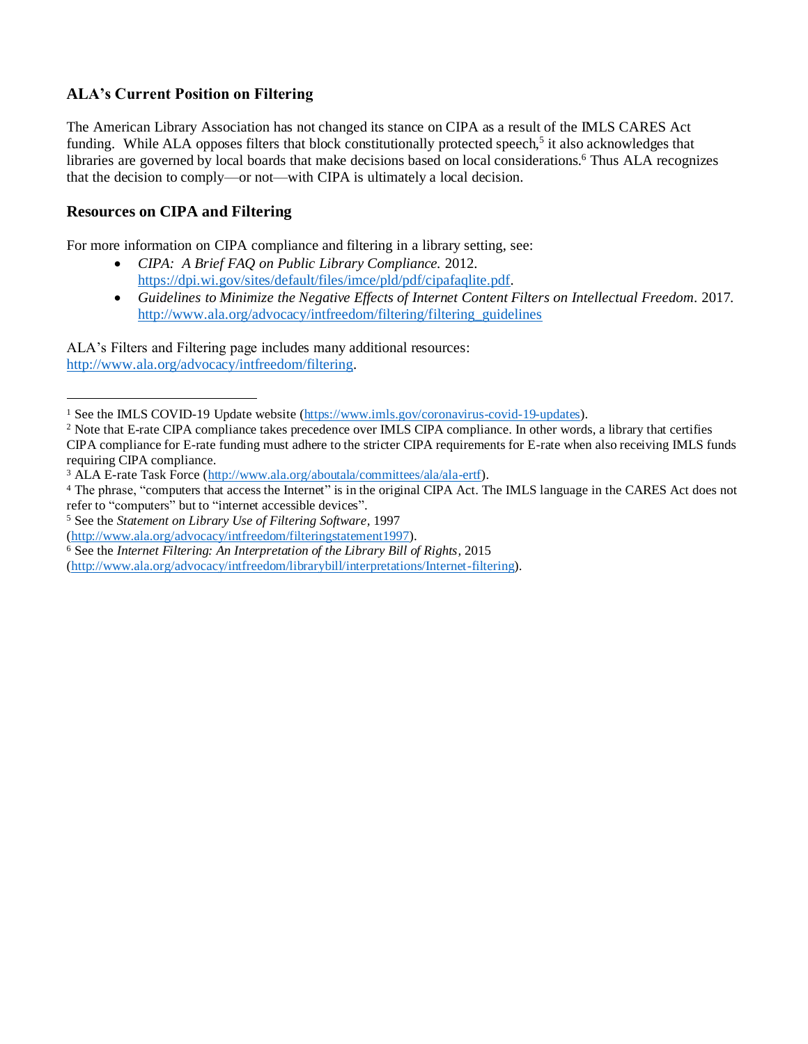## ALA's Current Position on Filtering

The American Library Association has not changed its stance on CIPA as a result of the IMLS CARES Act funding. While ALA opposes filters that block constitutionally protected speech,[5] it also acknowledges that libraries are governed by local boards that make decisions based on local considerations.[6] Thus ALA recognizes that the decision to comply—or not—with CIPA is ultimately a local decision.

## Resources on CIPA and Filtering

For more information on CIPA compliance and filtering in a library setting, see:

- *CIPA: A Brief FAQ on Public Library Compliance.* 2012. https://dpi.wi.gov/sites/default/files/imce/pld/pdf/cipafaqlite.pdf.
- *Guidelines to Minimize the Negative Effects of Internet Content Filters on Intellectual Freedom*. 2017. http://www.ala.org/advocacy/intfreedom/filtering/filtering_guidelines

ALA's Filters and Filtering page includes many additional resources: http://www.ala.org/advocacy/intfreedom/filtering.

---

[1] See the IMLS COVID-19 Update website (https://www.imls.gov/coronavirus-covid-19-updates).

[2] Note that E-rate CIPA compliance takes precedence over IMLS CIPA compliance. In other words, a library that certifies CIPA compliance for E-rate funding must adhere to the stricter CIPA requirements for E-rate when also receiving IMLS funds requiring CIPA compliance.

[3] ALA E-rate Task Force (http://www.ala.org/aboutala/committees/ala/ala-ertf).

[4] The phrase, "computers that access the Internet" is in the original CIPA Act. The IMLS language in the CARES Act does not refer to "computers" but to "internet accessible devices".

[5] See the *Statement on Library Use of Filtering Software*, 1997 (http://www.ala.org/advocacy/intfreedom/filteringstatement1997).

[6] See the *Internet Filtering: An Interpretation of the Library Bill of Rights*, 2015 (http://www.ala.org/advocacy/intfreedom/librarybill/interpretations/Internet-filtering).